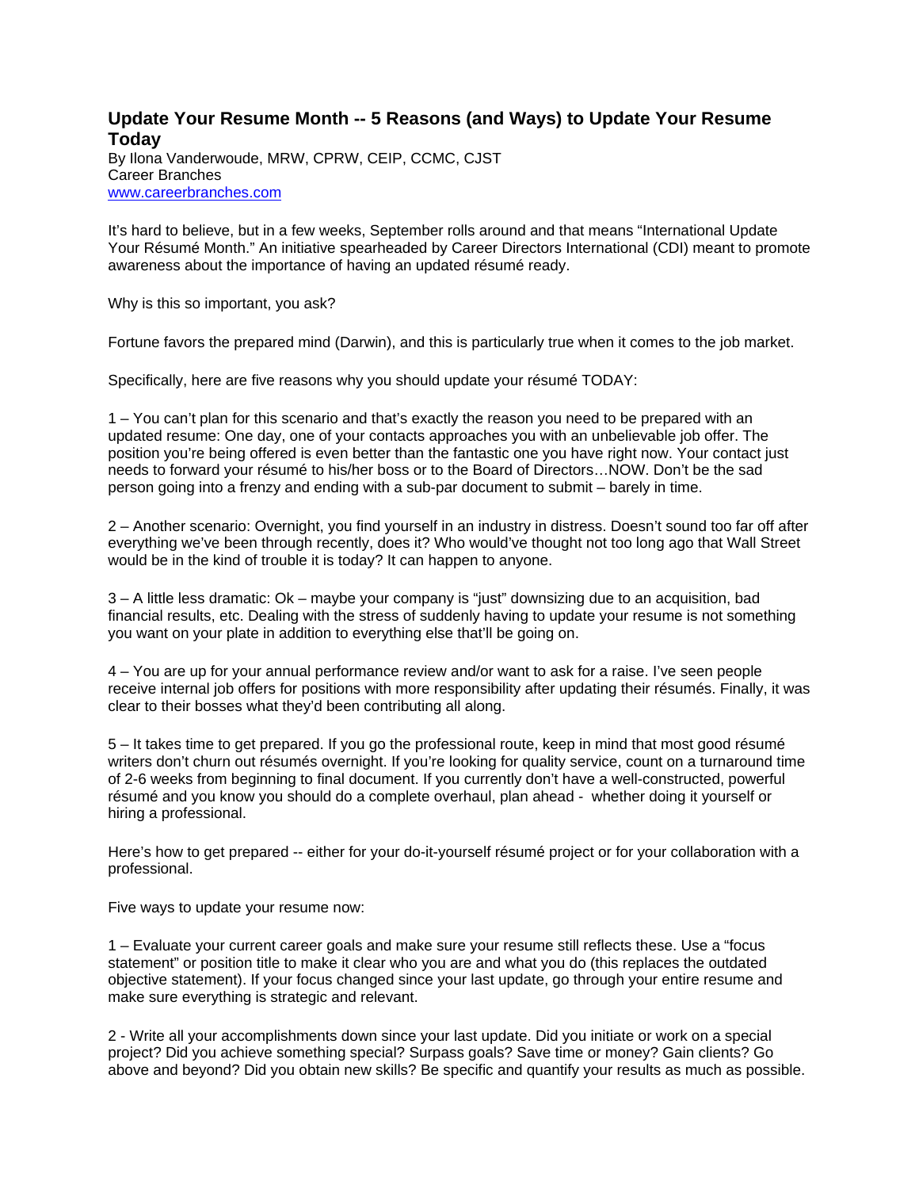# Update Your Resume Month -- 5 Reasons (and Ways) to Update Your Resume Today

By Ilona Vanderwoude, MRW, CPRW, CEIP, CCMC, CJST
Career Branches
www.careerbranches.com

It's hard to believe, but in a few weeks, September rolls around and that means "International Update Your Résumé Month." An initiative spearheaded by Career Directors International (CDI) meant to promote awareness about the importance of having an updated résumé ready.

Why is this so important, you ask?

Fortune favors the prepared mind (Darwin), and this is particularly true when it comes to the job market.

Specifically, here are five reasons why you should update your résumé TODAY:

1 – You can't plan for this scenario and that's exactly the reason you need to be prepared with an updated resume: One day, one of your contacts approaches you with an unbelievable job offer. The position you're being offered is even better than the fantastic one you have right now. Your contact just needs to forward your résumé to his/her boss or to the Board of Directors…NOW. Don't be the sad person going into a frenzy and ending with a sub-par document to submit – barely in time.

2 – Another scenario: Overnight, you find yourself in an industry in distress. Doesn't sound too far off after everything we've been through recently, does it? Who would've thought not too long ago that Wall Street would be in the kind of trouble it is today? It can happen to anyone.

3 – A little less dramatic: Ok – maybe your company is "just" downsizing due to an acquisition, bad financial results, etc. Dealing with the stress of suddenly having to update your resume is not something you want on your plate in addition to everything else that'll be going on.

4 – You are up for your annual performance review and/or want to ask for a raise. I've seen people receive internal job offers for positions with more responsibility after updating their résumés. Finally, it was clear to their bosses what they'd been contributing all along.

5 – It takes time to get prepared. If you go the professional route, keep in mind that most good résumé writers don't churn out résumés overnight. If you're looking for quality service, count on a turnaround time of 2-6 weeks from beginning to final document. If you currently don't have a well-constructed, powerful résumé and you know you should do a complete overhaul, plan ahead - whether doing it yourself or hiring a professional.

Here's how to get prepared -- either for your do-it-yourself résumé project or for your collaboration with a professional.

Five ways to update your resume now:

1 – Evaluate your current career goals and make sure your resume still reflects these. Use a "focus statement" or position title to make it clear who you are and what you do (this replaces the outdated objective statement). If your focus changed since your last update, go through your entire resume and make sure everything is strategic and relevant.

2 - Write all your accomplishments down since your last update. Did you initiate or work on a special project? Did you achieve something special? Surpass goals? Save time or money? Gain clients? Go above and beyond? Did you obtain new skills? Be specific and quantify your results as much as possible.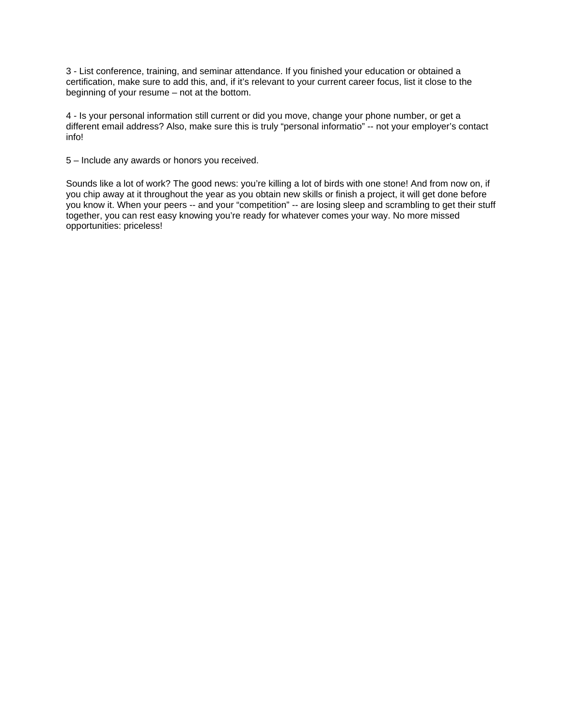3 - List conference, training, and seminar attendance. If you finished your education or obtained a certification, make sure to add this, and, if it's relevant to your current career focus, list it close to the beginning of your resume – not at the bottom.

4 - Is your personal information still current or did you move, change your phone number, or get a different email address? Also, make sure this is truly "personal informatio" -- not your employer's contact info!

5 – Include any awards or honors you received.

Sounds like a lot of work? The good news: you're killing a lot of birds with one stone! And from now on, if you chip away at it throughout the year as you obtain new skills or finish a project, it will get done before you know it. When your peers -- and your "competition" -- are losing sleep and scrambling to get their stuff together, you can rest easy knowing you're ready for whatever comes your way. No more missed opportunities: priceless!